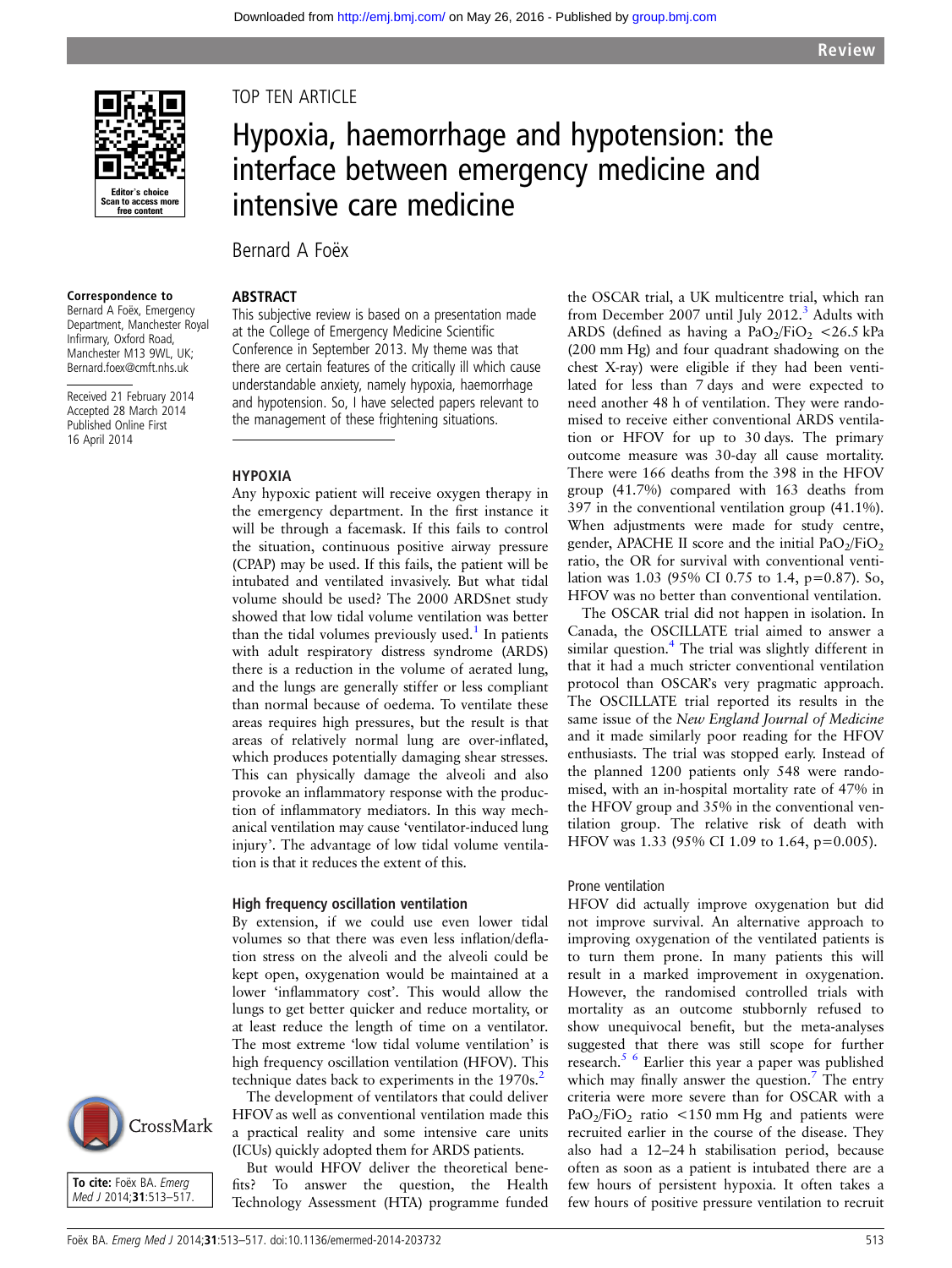TOP TEN ARTICLE

# Hypoxia, haemorrhage and hypotension: the interface between emergency medicine and intensive care medicine

Bernard A Foëx

**Correspondence to**
Bernard A Foëx, Emergency Department, Manchester Royal Infirmary, Oxford Road, Manchester M13 9WL, UK; Bernard.foex@cmft.nhs.uk

Received 21 February 2014
Accepted 28 March 2014
Published Online First 16 April 2014

**To cite:** Foëx BA. *Emerg Med J* 2014;**31**:513–517.

## ABSTRACT

This subjective review is based on a presentation made at the College of Emergency Medicine Scientific Conference in September 2013. My theme was that there are certain features of the critically ill which cause understandable anxiety, namely hypoxia, haemorrhage and hypotension. So, I have selected papers relevant to the management of these frightening situations.

## HYPOXIA

Any hypoxic patient will receive oxygen therapy in the emergency department. In the first instance it will be through a facemask. If this fails to control the situation, continuous positive airway pressure (CPAP) may be used. If this fails, the patient will be intubated and ventilated invasively. But what tidal volume should be used? The 2000 ARDSnet study showed that low tidal volume ventilation was better than the tidal volumes previously used.[1] In patients with adult respiratory distress syndrome (ARDS) there is a reduction in the volume of aerated lung, and the lungs are generally stiffer or less compliant than normal because of oedema. To ventilate these areas requires high pressures, but the result is that areas of relatively normal lung are over-inflated, which produces potentially damaging shear stresses. This can physically damage the alveoli and also provoke an inflammatory response with the production of inflammatory mediators. In this way mechanical ventilation may cause 'ventilator-induced lung injury'. The advantage of low tidal volume ventilation is that it reduces the extent of this.

### High frequency oscillation ventilation

By extension, if we could use even lower tidal volumes so that there was even less inflation/deflation stress on the alveoli and the alveoli could be kept open, oxygenation would be maintained at a lower 'inflammatory cost'. This would allow the lungs to get better quicker and reduce mortality, or at least reduce the length of time on a ventilator. The most extreme 'low tidal volume ventilation' is high frequency oscillation ventilation (HFOV). This technique dates back to experiments in the 1970s.[2]

The development of ventilators that could deliver HFOV as well as conventional ventilation made this a practical reality and some intensive care units (ICUs) quickly adopted them for ARDS patients.

But would HFOV deliver the theoretical benefits? To answer the question, the Health Technology Assessment (HTA) programme funded the OSCAR trial, a UK multicentre trial, which ran from December 2007 until July 2012.[3] Adults with ARDS (defined as having a $PaO_2/FiO_2$ <26.5 kPa (200 mm Hg) and four quadrant shadowing on the chest X-ray) were eligible if they had been ventilated for less than 7 days and were expected to need another 48 h of ventilation. They were randomised to receive either conventional ARDS ventilation or HFOV for up to 30 days. The primary outcome measure was 30-day all cause mortality. There were 166 deaths from the 398 in the HFOV group (41.7%) compared with 163 deaths from 397 in the conventional ventilation group (41.1%). When adjustments were made for study centre, gender, APACHE II score and the initial $PaO_2/FiO_2$ ratio, the OR for survival with conventional ventilation was 1.03 (95% CI 0.75 to 1.4, p=0.87). So, HFOV was no better than conventional ventilation.

The OSCAR trial did not happen in isolation. In Canada, the OSCILLATE trial aimed to answer a similar question.[4] The trial was slightly different in that it had a much stricter conventional ventilation protocol than OSCAR's very pragmatic approach. The OSCILLATE trial reported its results in the same issue of the *New England Journal of Medicine* and it made similarly poor reading for the HFOV enthusiasts. The trial was stopped early. Instead of the planned 1200 patients only 548 were randomised, with an in-hospital mortality rate of 47% in the HFOV group and 35% in the conventional ventilation group. The relative risk of death with HFOV was 1.33 (95% CI 1.09 to 1.64, p=0.005).

### Prone ventilation

HFOV did actually improve oxygenation but did not improve survival. An alternative approach to improving oxygenation of the ventilated patients is to turn them prone. In many patients this will result in a marked improvement in oxygenation. However, the randomised controlled trials with mortality as an outcome stubbornly refused to show unequivocal benefit, but the meta-analyses suggested that there was still scope for further research.[5,6] Earlier this year a paper was published which may finally answer the question.[7] The entry criteria were more severe than for OSCAR with a $PaO_2/FiO_2$ ratio <150 mm Hg and patients were recruited earlier in the course of the disease. They also had a 12–24 h stabilisation period, because often as soon as a patient is intubated there are a few hours of persistent hypoxia. It often takes a few hours of positive pressure ventilation to recruit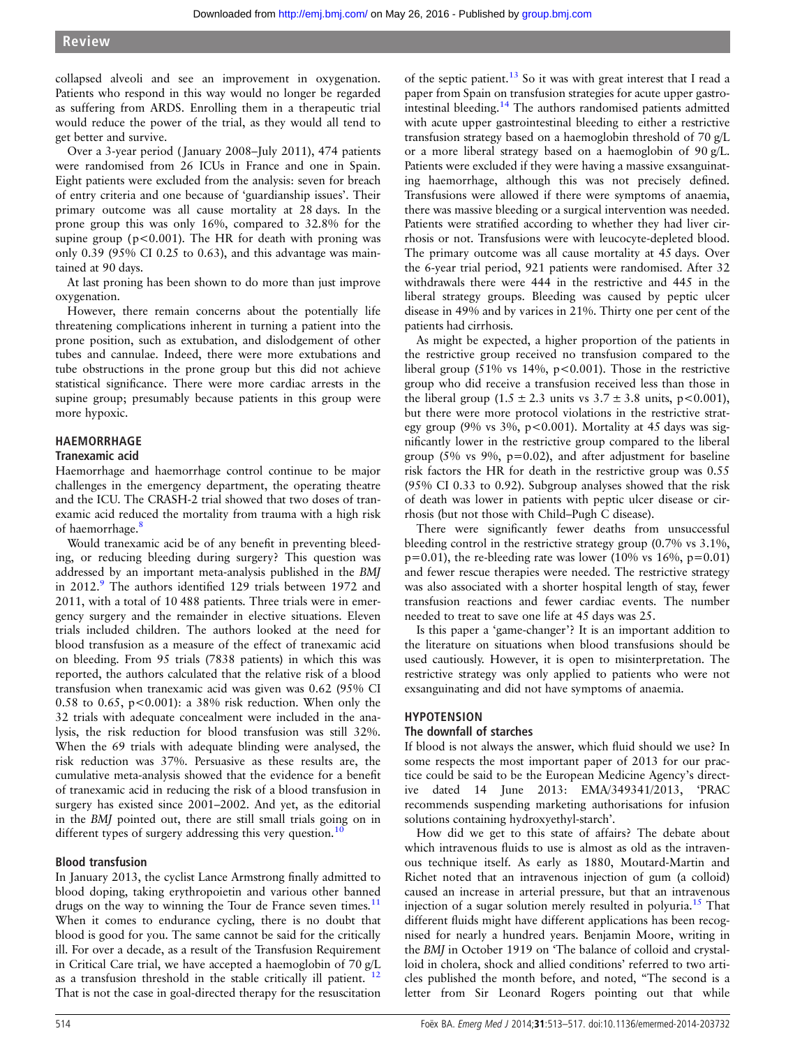collapsed alveoli and see an improvement in oxygenation. Patients who respond in this way would no longer be regarded as suffering from ARDS. Enrolling them in a therapeutic trial would reduce the power of the trial, as they would all tend to get better and survive.

Over a 3-year period (January 2008–July 2011), 474 patients were randomised from 26 ICUs in France and one in Spain. Eight patients were excluded from the analysis: seven for breach of entry criteria and one because of 'guardianship issues'. Their primary outcome was all cause mortality at 28 days. In the prone group this was only 16%, compared to 32.8% for the supine group ($p<0.001$). The HR for death with proning was only 0.39 (95% CI 0.25 to 0.63), and this advantage was maintained at 90 days.

At last proning has been shown to do more than just improve oxygenation.

However, there remain concerns about the potentially life threatening complications inherent in turning a patient into the prone position, such as extubation, and dislodgement of other tubes and cannulae. Indeed, there were more extubations and tube obstructions in the prone group but this did not achieve statistical significance. There were more cardiac arrests in the supine group; presumably because patients in this group were more hypoxic.

## HAEMORRHAGE

### Tranexamic acid

Haemorrhage and haemorrhage control continue to be major challenges in the emergency department, the operating theatre and the ICU. The CRASH-2 trial showed that two doses of tranexamic acid reduced the mortality from trauma with a high risk of haemorrhage.[8]

Would tranexamic acid be of any benefit in preventing bleeding, or reducing bleeding during surgery? This question was addressed by an important meta-analysis published in the *BMJ* in 2012.[9] The authors identified 129 trials between 1972 and 2011, with a total of 10 488 patients. Three trials were in emergency surgery and the remainder in elective situations. Eleven trials included children. The authors looked at the need for blood transfusion as a measure of the effect of tranexamic acid on bleeding. From 95 trials (7838 patients) in which this was reported, the authors calculated that the relative risk of a blood transfusion when tranexamic acid was given was 0.62 (95% CI 0.58 to 0.65, $p<0.001$): a 38% risk reduction. When only the 32 trials with adequate concealment were included in the analysis, the risk reduction for blood transfusion was still 32%. When the 69 trials with adequate blinding were analysed, the risk reduction was 37%. Persuasive as these results are, the cumulative meta-analysis showed that the evidence for a benefit of tranexamic acid in reducing the risk of a blood transfusion in surgery has existed since 2001–2002. And yet, as the editorial in the *BMJ* pointed out, there are still small trials going on in different types of surgery addressing this very question.[10]

### Blood transfusion

In January 2013, the cyclist Lance Armstrong finally admitted to blood doping, taking erythropoietin and various other banned drugs on the way to winning the Tour de France seven times.[11] When it comes to endurance cycling, there is no doubt that blood is good for you. The same cannot be said for the critically ill. For over a decade, as a result of the Transfusion Requirement in Critical Care trial, we have accepted a haemoglobin of 70 g/L as a transfusion threshold in the stable critically ill patient.[12] That is not the case in goal-directed therapy for the resuscitation of the septic patient.[13] So it was with great interest that I read a paper from Spain on transfusion strategies for acute upper gastrointestinal bleeding.[14] The authors randomised patients admitted with acute upper gastrointestinal bleeding to either a restrictive transfusion strategy based on a haemoglobin threshold of 70 g/L or a more liberal strategy based on a haemoglobin of 90 g/L. Patients were excluded if they were having a massive exsanguinating haemorrhage, although this was not precisely defined. Transfusions were allowed if there were symptoms of anaemia, there was massive bleeding or a surgical intervention was needed. Patients were stratified according to whether they had liver cirrhosis or not. Transfusions were with leucocyte-depleted blood. The primary outcome was all cause mortality at 45 days. Over the 6-year trial period, 921 patients were randomised. After 32 withdrawals there were 444 in the restrictive and 445 in the liberal strategy groups. Bleeding was caused by peptic ulcer disease in 49% and by varices in 21%. Thirty one per cent of the patients had cirrhosis.

As might be expected, a higher proportion of the patients in the restrictive group received no transfusion compared to the liberal group (51% vs 14%, $p<0.001$). Those in the restrictive group who did receive a transfusion received less than those in the liberal group ($1.5 \pm 2.3$ units vs $3.7 \pm 3.8$ units, $p<0.001$), but there were more protocol violations in the restrictive strategy group (9% vs 3%, $p<0.001$). Mortality at 45 days was significantly lower in the restrictive group compared to the liberal group (5% vs 9%, $p=0.02$), and after adjustment for baseline risk factors the HR for death in the restrictive group was 0.55 (95% CI 0.33 to 0.92). Subgroup analyses showed that the risk of death was lower in patients with peptic ulcer disease or cirrhosis (but not those with Child–Pugh C disease).

There were significantly fewer deaths from unsuccessful bleeding control in the restrictive strategy group (0.7% vs 3.1%, $p=0.01$), the re-bleeding rate was lower (10% vs 16%, $p=0.01$) and fewer rescue therapies were needed. The restrictive strategy was also associated with a shorter hospital length of stay, fewer transfusion reactions and fewer cardiac events. The number needed to treat to save one life at 45 days was 25.

Is this paper a 'game-changer'? It is an important addition to the literature on situations when blood transfusions should be used cautiously. However, it is open to misinterpretation. The restrictive strategy was only applied to patients who were not exsanguinating and did not have symptoms of anaemia.

## HYPOTENSION

### The downfall of starches

If blood is not always the answer, which fluid should we use? In some respects the most important paper of 2013 for our practice could be said to be the European Medicine Agency's directive dated 14 June 2013: EMA/349341/2013, 'PRAC recommends suspending marketing authorisations for infusion solutions containing hydroxyethyl-starch'.

How did we get to this state of affairs? The debate about which intravenous fluids to use is almost as old as the intravenous technique itself. As early as 1880, Moutard-Martin and Richet noted that an intravenous injection of gum (a colloid) caused an increase in arterial pressure, but that an intravenous injection of a sugar solution merely resulted in polyuria.[15] That different fluids might have different applications has been recognised for nearly a hundred years. Benjamin Moore, writing in the *BMJ* in October 1919 on 'The balance of colloid and crystalloid in cholera, shock and allied conditions' referred to two articles published the month before, and noted, "The second is a letter from Sir Leonard Rogers pointing out that while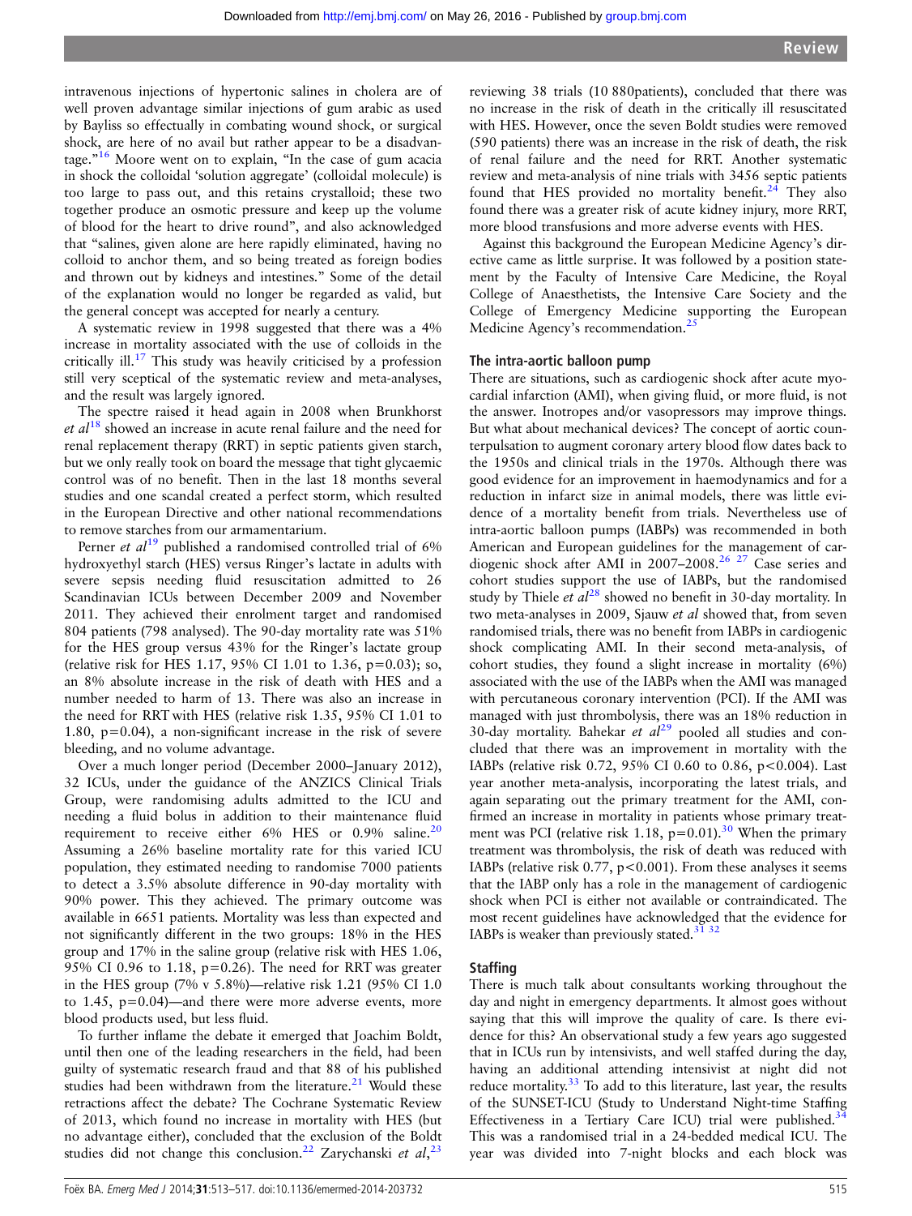intravenous injections of hypertonic salines in cholera are of well proven advantage similar injections of gum arabic as used by Bayliss so effectually in combating wound shock, or surgical shock, are here of no avail but rather appear to be a disadvantage."[16] Moore went on to explain, "In the case of gum acacia in shock the colloidal 'solution aggregate' (colloidal molecule) is too large to pass out, and this retains crystalloid; these two together produce an osmotic pressure and keep up the volume of blood for the heart to drive round", and also acknowledged that "salines, given alone are here rapidly eliminated, having no colloid to anchor them, and so being treated as foreign bodies and thrown out by kidneys and intestines." Some of the detail of the explanation would no longer be regarded as valid, but the general concept was accepted for nearly a century.

A systematic review in 1998 suggested that there was a 4% increase in mortality associated with the use of colloids in the critically ill.[17] This study was heavily criticised by a profession still very sceptical of the systematic review and meta-analyses, and the result was largely ignored.

The spectre raised it head again in 2008 when Brunkhorst *et al*[18] showed an increase in acute renal failure and the need for renal replacement therapy (RRT) in septic patients given starch, but we only really took on board the message that tight glycaemic control was of no benefit. Then in the last 18 months several studies and one scandal created a perfect storm, which resulted in the European Directive and other national recommendations to remove starches from our armamentarium.

Perner *et al*[19] published a randomised controlled trial of 6% hydroxyethyl starch (HES) versus Ringer's lactate in adults with severe sepsis needing fluid resuscitation admitted to 26 Scandinavian ICUs between December 2009 and November 2011. They achieved their enrolment target and randomised 804 patients (798 analysed). The 90-day mortality rate was 51% for the HES group versus 43% for the Ringer's lactate group (relative risk for HES 1.17, 95% CI 1.01 to 1.36, p=0.03); so, an 8% absolute increase in the risk of death with HES and a number needed to harm of 13. There was also an increase in the need for RRT with HES (relative risk 1.35, 95% CI 1.01 to 1.80, p=0.04), a non-significant increase in the risk of severe bleeding, and no volume advantage.

Over a much longer period (December 2000–January 2012), 32 ICUs, under the guidance of the ANZICS Clinical Trials Group, were randomising adults admitted to the ICU and needing a fluid bolus in addition to their maintenance fluid requirement to receive either 6% HES or 0.9% saline.[20] Assuming a 26% baseline mortality rate for this varied ICU population, they estimated needing to randomise 7000 patients to detect a 3.5% absolute difference in 90-day mortality with 90% power. This they achieved. The primary outcome was available in 6651 patients. Mortality was less than expected and not significantly different in the two groups: 18% in the HES group and 17% in the saline group (relative risk with HES 1.06, 95% CI 0.96 to 1.18, p=0.26). The need for RRT was greater in the HES group (7% v 5.8%)—relative risk 1.21 (95% CI 1.0 to 1.45, p=0.04)—and there were more adverse events, more blood products used, but less fluid.

To further inflame the debate it emerged that Joachim Boldt, until then one of the leading researchers in the field, had been guilty of systematic research fraud and that 88 of his published studies had been withdrawn from the literature.[21] Would these retractions affect the debate? The Cochrane Systematic Review of 2013, which found no increase in mortality with HES (but no advantage either), concluded that the exclusion of the Boldt studies did not change this conclusion.[22] Zarychanski *et al*,[23] reviewing 38 trials (10 880patients), concluded that there was no increase in the risk of death in the critically ill resuscitated with HES. However, once the seven Boldt studies were removed (590 patients) there was an increase in the risk of death, the risk of renal failure and the need for RRT. Another systematic review and meta-analysis of nine trials with 3456 septic patients found that HES provided no mortality benefit.[24] They also found there was a greater risk of acute kidney injury, more RRT, more blood transfusions and more adverse events with HES.

Against this background the European Medicine Agency's directive came as little surprise. It was followed by a position statement by the Faculty of Intensive Care Medicine, the Royal College of Anaesthetists, the Intensive Care Society and the College of Emergency Medicine supporting the European Medicine Agency's recommendation.[25]

### The intra-aortic balloon pump

There are situations, such as cardiogenic shock after acute myocardial infarction (AMI), when giving fluid, or more fluid, is not the answer. Inotropes and/or vasopressors may improve things. But what about mechanical devices? The concept of aortic counterpulsation to augment coronary artery blood flow dates back to the 1950s and clinical trials in the 1970s. Although there was good evidence for an improvement in haemodynamics and for a reduction in infarct size in animal models, there was little evidence of a mortality benefit from trials. Nevertheless use of intra-aortic balloon pumps (IABPs) was recommended in both American and European guidelines for the management of cardiogenic shock after AMI in 2007–2008.[26,27] Case series and cohort studies support the use of IABPs, but the randomised study by Thiele *et al*[28] showed no benefit in 30-day mortality. In two meta-analyses in 2009, Sjauw *et al* showed that, from seven randomised trials, there was no benefit from IABPs in cardiogenic shock complicating AMI. In their second meta-analysis, of cohort studies, they found a slight increase in mortality (6%) associated with the use of the IABPs when the AMI was managed with percutaneous coronary intervention (PCI). If the AMI was managed with just thrombolysis, there was an 18% reduction in 30-day mortality. Bahekar *et al*[29] pooled all studies and concluded that there was an improvement in mortality with the IABPs (relative risk 0.72, 95% CI 0.60 to 0.86, p<0.004). Last year another meta-analysis, incorporating the latest trials, and again separating out the primary treatment for the AMI, confirmed an increase in mortality in patients whose primary treatment was PCI (relative risk 1.18, p=0.01).[30] When the primary treatment was thrombolysis, the risk of death was reduced with IABPs (relative risk 0.77, p<0.001). From these analyses it seems that the IABP only has a role in the management of cardiogenic shock when PCI is either not available or contraindicated. The most recent guidelines have acknowledged that the evidence for IABPs is weaker than previously stated.[31,32]

### Staffing

There is much talk about consultants working throughout the day and night in emergency departments. It almost goes without saying that this will improve the quality of care. Is there evidence for this? An observational study a few years ago suggested that in ICUs run by intensivists, and well staffed during the day, having an additional attending intensivist at night did not reduce mortality.[33] To add to this literature, last year, the results of the SUNSET-ICU (Study to Understand Night-time Staffing Effectiveness in a Tertiary Care ICU) trial were published.[34] This was a randomised trial in a 24-bedded medical ICU. The year was divided into 7-night blocks and each block was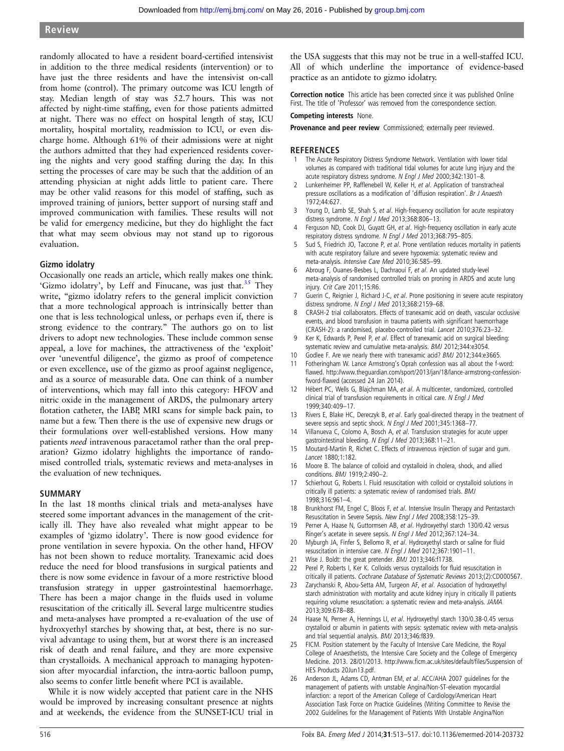randomly allocated to have a resident board-certified intensivist in addition to the three medical residents (intervention) or to have just the three residents and have the intensivist on-call from home (control). The primary outcome was ICU length of stay. Median length of stay was 52.7 hours. This was not affected by night-time staffing, even for those patients admitted at night. There was no effect on hospital length of stay, ICU mortality, hospital mortality, readmission to ICU, or even discharge home. Although 61% of their admissions were at night the authors admitted that they had experienced residents covering the nights and very good staffing during the day. In this setting the processes of care may be such that the addition of an attending physician at night adds little to patient care. There may be other valid reasons for this model of staffing, such as improved training of juniors, better support of nursing staff and improved communication with families. These results will not be valid for emergency medicine, but they do highlight the fact that what may seem obvious may not stand up to rigorous evaluation.

### Gizmo idolatry

Occasionally one reads an article, which really makes one think. 'Gizmo idolatry', by Leff and Finucane, was just that.[35] They write, "gizmo idolatry refers to the general implicit conviction that a more technological approach is intrinsically better than one that is less technological unless, or perhaps even if, there is strong evidence to the contrary." The authors go on to list drivers to adopt new technologies. These include common sense appeal, a love for machines, the attractiveness of the 'exploit' over 'uneventful diligence', the gizmo as proof of competence or even excellence, use of the gizmo as proof against negligence, and as a source of measurable data. One can think of a number of interventions, which may fall into this category: HFOV and nitric oxide in the management of ARDS, the pulmonary artery flotation catheter, the IABP, MRI scans for simple back pain, to name but a few. Then there is the use of expensive new drugs or their formulations over well-established versions. How many patients *need* intravenous paracetamol rather than the oral preparation? Gizmo idolatry highlights the importance of randomised controlled trials, systematic reviews and meta-analyses in the evaluation of new techniques.

## SUMMARY

In the last 18 months clinical trials and meta-analyses have steered some important advances in the management of the critically ill. They have also revealed what might appear to be examples of 'gizmo idolatry'. There is now good evidence for prone ventilation in severe hypoxia. On the other hand, HFOV has not been shown to reduce mortality. Tranexamic acid does reduce the need for blood transfusions in surgical patients and there is now some evidence in favour of a more restrictive blood transfusion strategy in upper gastrointestinal haemorrhage. There has been a major change in the fluids used in volume resuscitation of the critically ill. Several large multicentre studies and meta-analyses have prompted a re-evaluation of the use of hydroxyethyl starches by showing that, at best, there is no survival advantage to using them, but at worst there is an increased risk of death and renal failure, and they are more expensive than crystalloids. A mechanical approach to managing hypotension after myocardial infarction, the intra-aortic balloon pump, also seems to confer little benefit where PCI is available.

While it is now widely accepted that patient care in the NHS would be improved by increasing consultant presence at nights and at weekends, the evidence from the SUNSET-ICU trial in the USA suggests that this may not be true in a well-staffed ICU. All of which underline the importance of evidence-based practice as an antidote to gizmo idolatry.

**Correction notice** This article has been corrected since it was published Online First. The title of 'Professor' was removed from the correspondence section.

**Competing interests** None.

**Provenance and peer review** Commissioned; externally peer reviewed.

## REFERENCES

1. The Acute Respiratory Distress Syndrome Network. Ventilation with lower tidal volumes as compared with traditional tidal volumes for acute lung injury and the acute respiratory distress syndrome. N Engl J Med 2000;342:1301–8.
2. Lunkenheimer PP, Rafflenebell W, Keller H, et al. Application of transtracheal pressure oscillations as a modification of 'diffusion respiration'. Br J Anaesth 1972;44:627.
3. Young D, Lamb SE, Shah S, et al. High-frequency oscillation for acute respiratory distress syndrome. N Engl J Med 2013;368:806–13.
4. Ferguson ND, Cook DJ, Guyatt GH, et al. High-frequency oscillation in early acute respiratory distress syndrome. N Engl J Med 2013;368:795–805.
5. Sud S, Friedrich JO, Taccone P, et al. Prone ventilation reduces mortality in patients with acute respiratory failure and severe hypoxemia: systematic review and meta-analysis. Intensive Care Med 2010;36:585–99.
6. Abroug F, Ouanes-Besbes L, Dachraoui F, et al. An updated study-level meta-analysis of randomised controlled trials on proning in ARDS and acute lung injury. Crit Care 2011;15:R6.
7. Guerin C, Reignier J, Richard J-C, et al. Prone positioning in severe acute respiratory distress syndrome. N Engl J Med 2013;368:2159–68.
8. CRASH-2 trial collaborators. Effects of tranexamic acid on death, vascular occlusive events, and blood transfusion in trauma patients with significant haemorrhage (CRASH-2): a randomised, placebo-controlled trial. Lancet 2010;376:23–32.
9. Ker K, Edwards P, Perel P, et al. Effect of tranexamic acid on surgical bleeding: systematic review and cumulative meta-analysis. BMJ 2012;344:e3054.
10. Godlee F. Are we nearly there with tranexamic acid? BMJ 2012;344:e3665.
11. Fotheringham W. Lance Armstrong's Oprah confession was all about the f-word: flawed. http://www.theguardian.com/sport/2013/jan/18/lance-armstrong-confession-fword-flawed (accessed 24 Jan 2014).
12. Hébert PC, Wells G, Blajchman MA, et al. A multicenter, randomized, controlled clinical trial of transfusion requirements in critical care. N Engl J Med 1999;340:409–17.
13. Rivers E, Blake HC, Dereczyk B, et al. Early goal-directed therapy in the treatment of severe sepsis and septic shock. N Engl J Med 2001;345:1368–77.
14. Villanueva C, Colomo A, Bosch A, et al. Transfusion strategies for acute upper gastrointestinal bleeding. N Engl J Med 2013;368:11–21.
15. Moutard-Martin R, Richet C. Effects of intravenous injection of sugar and gum. Lancet 1880;1:182.
16. Moore B. The balance of colloid and crystalloid in cholera, shock, and allied conditions. BMJ 1919;2:490–2.
17. Schierhout G, Roberts I. Fluid resuscitation with colloid or crystalloid solutions in critically ill patients: a systematic review of randomised trials. BMJ 1998;316:961–4.
18. Brunkhorst FM, Engel C, Bloos F, et al. Intensive Insulin Therapy and Pentastarch Resuscitation in Severe Sepsis. New Engl J Med 2008;358:125–39.
19. Perner A, Haase N, Guttormsen AB, et al. Hydroxyethyl starch 130/0.42 versus Ringer's acetate in severe sepsis. N Engl J Med 2012;367:124–34.
20. Myburgh JA, Finfer S, Bellomo R, et al. Hydroxyethyl starch or saline for fluid resuscitation in intensive care. N Engl J Med 2012;367:1901–11.
21. Wise J. Boldt: the great pretender. BMJ 2013;346:f1738.
22. Perel P, Roberts I, Ker K. Colloids versus crystalloids for fluid resuscitation in critically ill patients. Cochrane Database of Systematic Reviews 2013;(2):CD000567.
23. Zarychanski R, Abou-Setta AM, Turgeon AF, et al. Association of hydroxyethyl starch administration with mortality and acute kidney injury in critically ill patients requiring volume resuscitation: a systematic review and meta-analysis. JAMA 2013;309:678–88.
24. Haase N, Perner A, Hennings LI, et al. Hydroxyethyl starch 130/0.38-0.45 versus crystalloid or albumin in patients with sepsis: systematic review with meta-analysis and trial sequential analysis. BMJ 2013;346:f839.
25. FICM. Position statement by the Faculty of Intensive Care Medicine, the Royal College of Anaesthetists, the Intensive Care Society and the College of Emergency Medicine. 2013. 28/01/2013. http://www.ficm.ac.uk/sites/default/files/Suspension of HES Products 20Jun13.pdf.
26. Anderson JL, Adams CD, Antman EM, et al. ACC/AHA 2007 guidelines for the management of patients with unstable Angina/Non-ST-elevation myocardial infarction: a report of the American College of Cardiology/American Heart Association Task Force on Practice Guidelines (Writing Committee to Revise the 2002 Guidelines for the Management of Patients With Unstable Angina/Non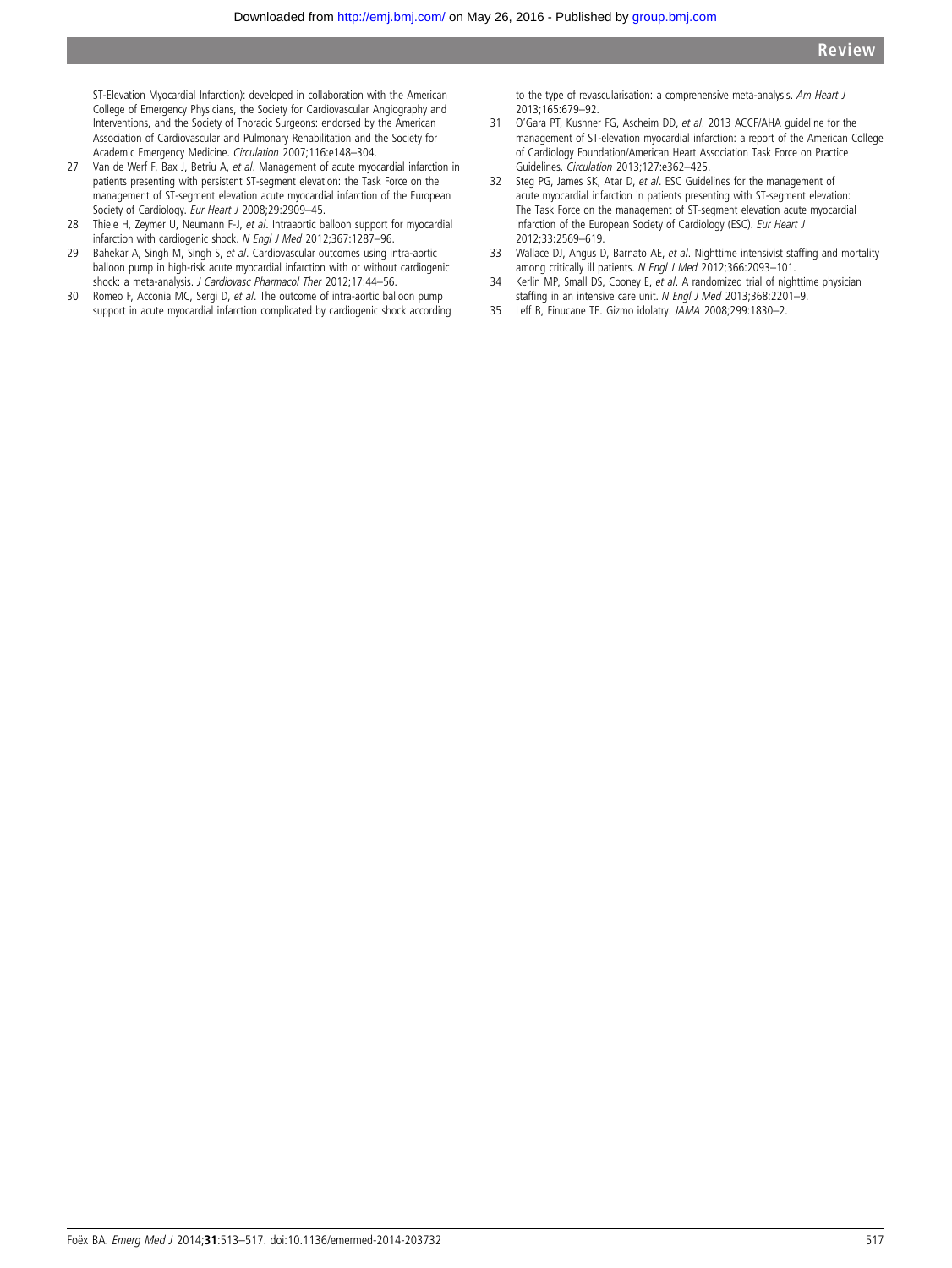ST-Elevation Myocardial Infarction): developed in collaboration with the American College of Emergency Physicians, the Society for Cardiovascular Angiography and Interventions, and the Society of Thoracic Surgeons: endorsed by the American Association of Cardiovascular and Pulmonary Rehabilitation and the Society for Academic Emergency Medicine. *Circulation* 2007;116:e148–304.

27 Van de Werf F, Bax J, Betriu A, *et al*. Management of acute myocardial infarction in patients presenting with persistent ST-segment elevation: the Task Force on the management of ST-segment elevation acute myocardial infarction of the European Society of Cardiology. *Eur Heart J* 2008;29:2909–45.

28 Thiele H, Zeymer U, Neumann F-J, *et al*. Intraaortic balloon support for myocardial infarction with cardiogenic shock. *N Engl J Med* 2012;367:1287–96.

29 Bahekar A, Singh M, Singh S, *et al*. Cardiovascular outcomes using intra-aortic balloon pump in high-risk acute myocardial infarction with or without cardiogenic shock: a meta-analysis. *J Cardiovasc Pharmacol Ther* 2012;17:44–56.

30 Romeo F, Acconia MC, Sergi D, *et al*. The outcome of intra-aortic balloon pump support in acute myocardial infarction complicated by cardiogenic shock according to the type of revascularisation: a comprehensive meta-analysis. *Am Heart J* 2013;165:679–92.

31 O'Gara PT, Kushner FG, Ascheim DD, *et al*. 2013 ACCF/AHA guideline for the management of ST-elevation myocardial infarction: a report of the American College of Cardiology Foundation/American Heart Association Task Force on Practice Guidelines. *Circulation* 2013;127:e362–425.

32 Steg PG, James SK, Atar D, *et al*. ESC Guidelines for the management of acute myocardial infarction in patients presenting with ST-segment elevation: The Task Force on the management of ST-segment elevation acute myocardial infarction of the European Society of Cardiology (ESC). *Eur Heart J* 2012;33:2569–619.

33 Wallace DJ, Angus D, Barnato AE, *et al*. Nighttime intensivist staffing and mortality among critically ill patients. *N Engl J Med* 2012;366:2093–101.

34 Kerlin MP, Small DS, Cooney E, *et al*. A randomized trial of nighttime physician staffing in an intensive care unit. *N Engl J Med* 2013;368:2201–9.

35 Leff B, Finucane TE. Gizmo idolatry. *JAMA* 2008;299:1830–2.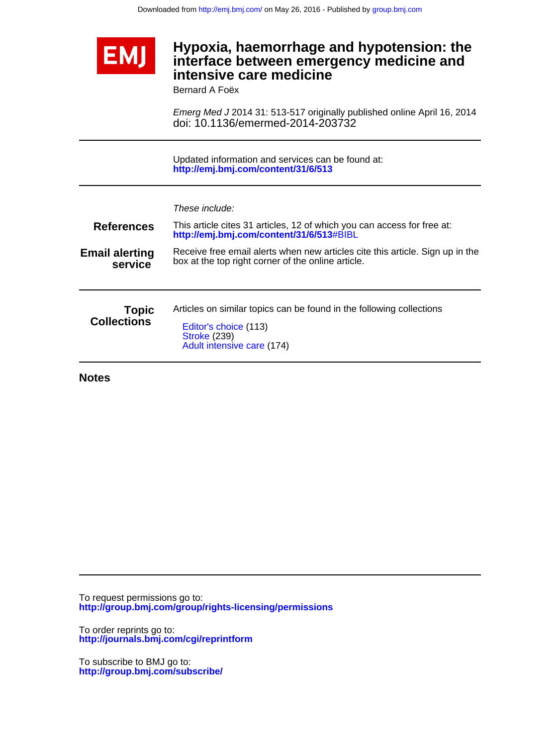Downloaded from http://emj.bmj.com/ on May 26, 2016 - Published by group.bmj.com

EMJ

# Hypoxia, haemorrhage and hypotension: the interface between emergency medicine and intensive care medicine

Bernard A Foëx

*Emerg Med J* 2014 31: 513-517 originally published online April 16, 2014
doi: 10.1136/emermed-2014-203732

Updated information and services can be found at:
**http://emj.bmj.com/content/31/6/513**

*These include:*

**References**
This article cites 31 articles, 12 of which you can access for free at:
**http://emj.bmj.com/content/31/6/513**#BIBL

**Email alerting service**
Receive free email alerts when new articles cite this article. Sign up in the box at the top right corner of the online article.

**Topic Collections**
Articles on similar topics can be found in the following collections

- Editor's choice (113)
- Stroke (239)
- Adult intensive care (174)

## Notes

To request permissions go to:
**http://group.bmj.com/group/rights-licensing/permissions**

To order reprints go to:
**http://journals.bmj.com/cgi/reprintform**

To subscribe to BMJ go to:
**http://group.bmj.com/subscribe/**